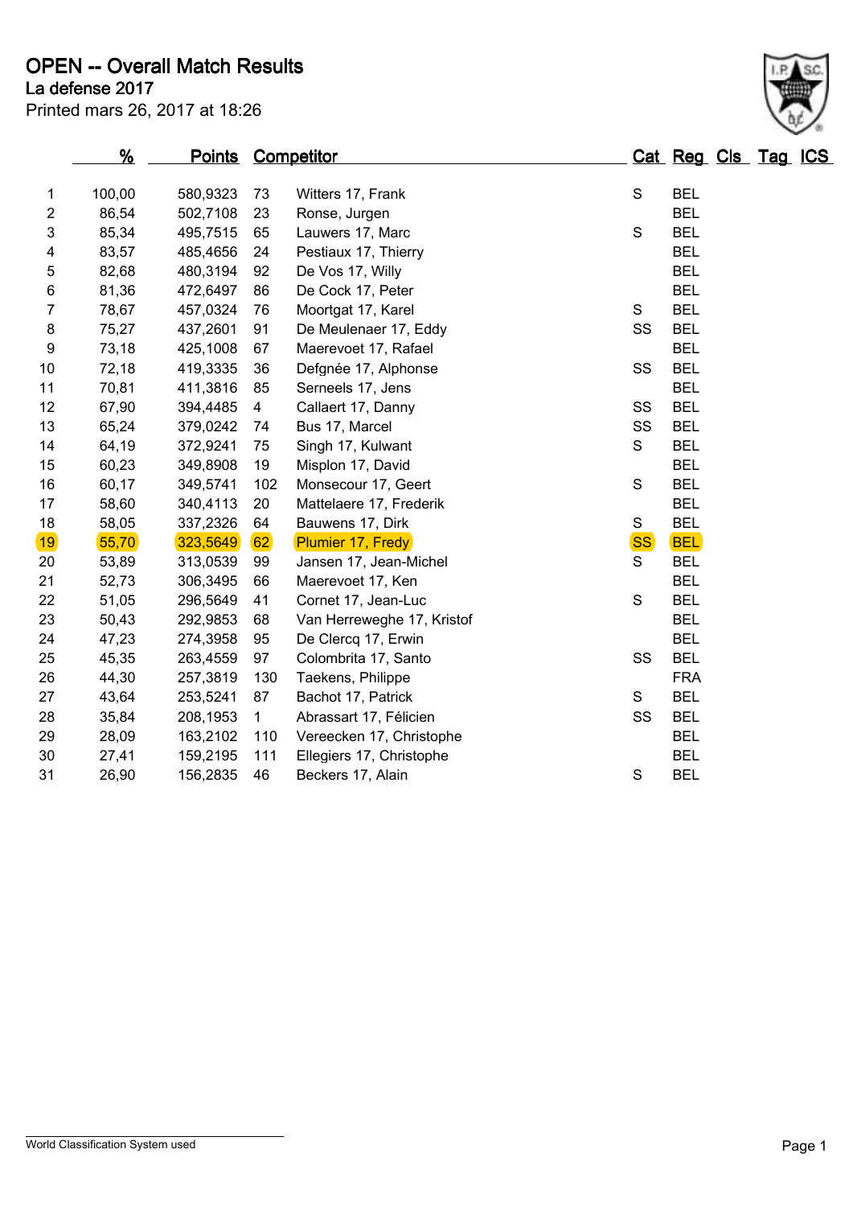# OPEN -- Overall Match Results

## La defense 2017

Printed mars 26, 2017 at 18:26

| | % | Points | | Competitor | Cat | Reg | Cls | Tag | ICS |
|---|---|---|---|---|---|---|---|---|---|
| 1 | 100,00 | 580,9323 | 73 | Witters 17, Frank | S | BEL | | | |
| 2 | 86,54 | 502,7108 | 23 | Ronse, Jurgen | | BEL | | | |
| 3 | 85,34 | 495,7515 | 65 | Lauwers 17, Marc | S | BEL | | | |
| 4 | 83,57 | 485,4656 | 24 | Pestiaux 17, Thierry | | BEL | | | |
| 5 | 82,68 | 480,3194 | 92 | De Vos 17, Willy | | BEL | | | |
| 6 | 81,36 | 472,6497 | 86 | De Cock 17, Peter | | BEL | | | |
| 7 | 78,67 | 457,0324 | 76 | Moortgat 17, Karel | S | BEL | | | |
| 8 | 75,27 | 437,2601 | 91 | De Meulenaer 17, Eddy | SS | BEL | | | |
| 9 | 73,18 | 425,1008 | 67 | Maerevoet 17, Rafael | | BEL | | | |
| 10 | 72,18 | 419,3335 | 36 | Defgnée 17, Alphonse | SS | BEL | | | |
| 11 | 70,81 | 411,3816 | 85 | Serneels 17, Jens | | BEL | | | |
| 12 | 67,90 | 394,4485 | 4 | Callaert 17, Danny | SS | BEL | | | |
| 13 | 65,24 | 379,0242 | 74 | Bus 17, Marcel | SS | BEL | | | |
| 14 | 64,19 | 372,9241 | 75 | Singh 17, Kulwant | S | BEL | | | |
| 15 | 60,23 | 349,8908 | 19 | Misplon 17, David | | BEL | | | |
| 16 | 60,17 | 349,5741 | 102 | Monsecour 17, Geert | S | BEL | | | |
| 17 | 58,60 | 340,4113 | 20 | Mattelaere 17, Frederik | | BEL | | | |
| 18 | 58,05 | 337,2326 | 64 | Bauwens 17, Dirk | S | BEL | | | |
| 19 | 55,70 | 323,5649 | 62 | Plumier 17, Fredy | SS | BEL | | | |
| 20 | 53,89 | 313,0539 | 99 | Jansen 17, Jean-Michel | S | BEL | | | |
| 21 | 52,73 | 306,3495 | 66 | Maerevoet 17, Ken | | BEL | | | |
| 22 | 51,05 | 296,5649 | 41 | Cornet 17, Jean-Luc | S | BEL | | | |
| 23 | 50,43 | 292,9853 | 68 | Van Herreweghe 17, Kristof | | BEL | | | |
| 24 | 47,23 | 274,3958 | 95 | De Clercq 17, Erwin | | BEL | | | |
| 25 | 45,35 | 263,4559 | 97 | Colombrita 17, Santo | SS | BEL | | | |
| 26 | 44,30 | 257,3819 | 130 | Taekens, Philippe | | FRA | | | |
| 27 | 43,64 | 253,5241 | 87 | Bachot 17, Patrick | S | BEL | | | |
| 28 | 35,84 | 208,1953 | 1 | Abrassart 17, Félicien | SS | BEL | | | |
| 29 | 28,09 | 163,2102 | 110 | Vereecken 17, Christophe | | BEL | | | |
| 30 | 27,41 | 159,2195 | 111 | Ellegiers 17, Christophe | | BEL | | | |
| 31 | 26,90 | 156,2835 | 46 | Beckers 17, Alain | S | BEL | | | |

World Classification System used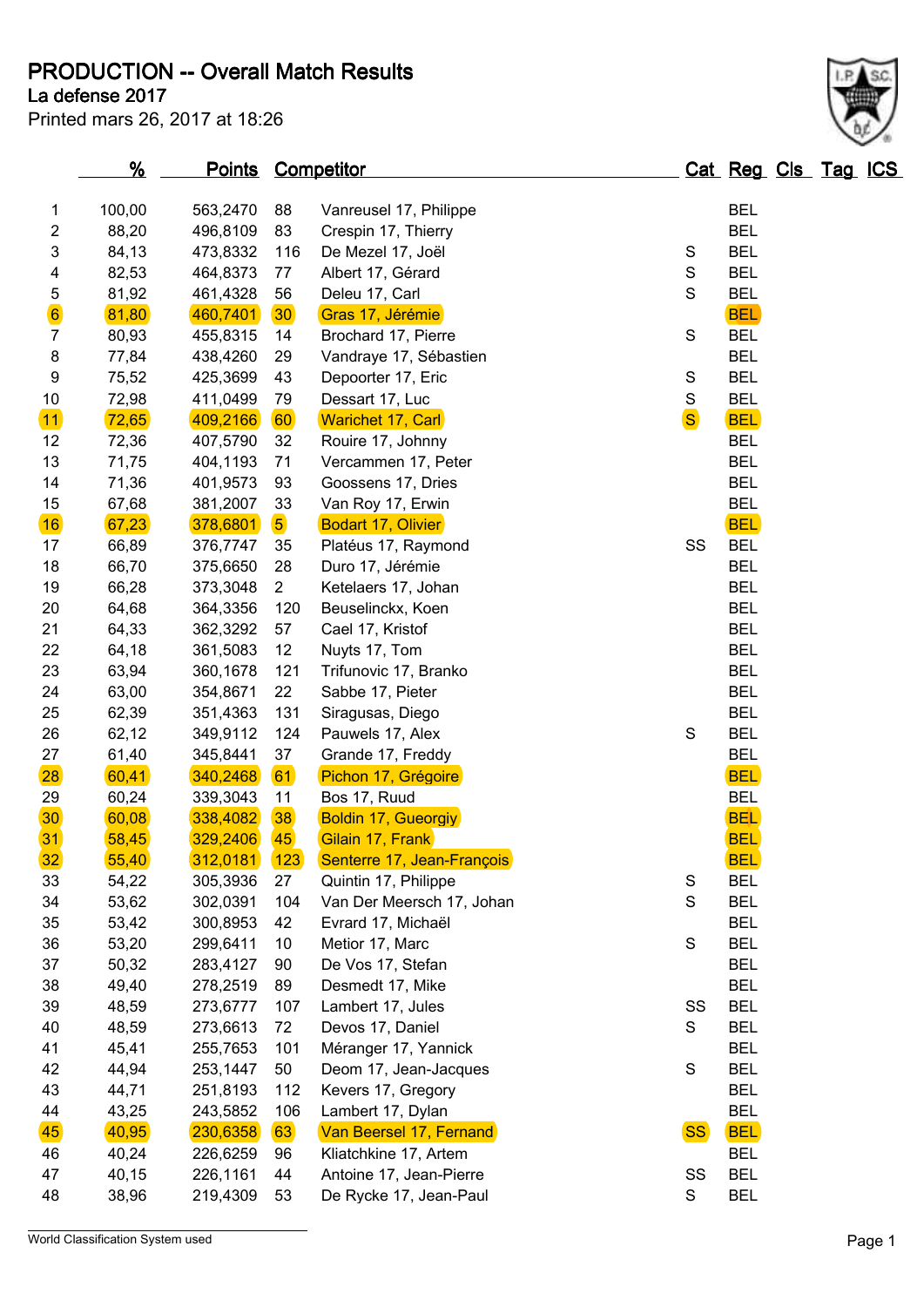# PRODUCTION -- Overall Match Results

**La defense 2017**

Printed mars 26, 2017 at 18:26

| | % | Points | Competitor | | Cat | Reg | Cls | Tag | ICS |
|---|---|---|---|---|---|---|---|---|---|
| 1 | 100,00 | 563,2470 | 88 | Vanreusel 17, Philippe | | BEL | | | |
| 2 | 88,20 | 496,8109 | 83 | Crespin 17, Thierry | | BEL | | | |
| 3 | 84,13 | 473,8332 | 116 | De Mezel 17, Joël | S | BEL | | | |
| 4 | 82,53 | 464,8373 | 77 | Albert 17, Gérard | S | BEL | | | |
| 5 | 81,92 | 461,4328 | 56 | Deleu 17, Carl | S | BEL | | | |
| 6 | 81,80 | 460,7401 | 30 | Gras 17, Jérémie | | BEL | | | |
| 7 | 80,93 | 455,8315 | 14 | Brochard 17, Pierre | S | BEL | | | |
| 8 | 77,84 | 438,4260 | 29 | Vandraye 17, Sébastien | | BEL | | | |
| 9 | 75,52 | 425,3699 | 43 | Depoorter 17, Eric | S | BEL | | | |
| 10 | 72,98 | 411,0499 | 79 | Dessart 17, Luc | S | BEL | | | |
| 11 | 72,65 | 409,2166 | 60 | Warichet 17, Carl | S | BEL | | | |
| 12 | 72,36 | 407,5790 | 32 | Rouire 17, Johnny | | BEL | | | |
| 13 | 71,75 | 404,1193 | 71 | Vercammen 17, Peter | | BEL | | | |
| 14 | 71,36 | 401,9573 | 93 | Goossens 17, Dries | | BEL | | | |
| 15 | 67,68 | 381,2007 | 33 | Van Roy 17, Erwin | | BEL | | | |
| 16 | 67,23 | 378,6801 | 5 | Bodart 17, Olivier | | BEL | | | |
| 17 | 66,89 | 376,7747 | 35 | Platéus 17, Raymond | SS | BEL | | | |
| 18 | 66,70 | 375,6650 | 28 | Duro 17, Jérémie | | BEL | | | |
| 19 | 66,28 | 373,3048 | 2 | Ketelaers 17, Johan | | BEL | | | |
| 20 | 64,68 | 364,3356 | 120 | Beuselinckx, Koen | | BEL | | | |
| 21 | 64,33 | 362,3292 | 57 | Cael 17, Kristof | | BEL | | | |
| 22 | 64,18 | 361,5083 | 12 | Nuyts 17, Tom | | BEL | | | |
| 23 | 63,94 | 360,1678 | 121 | Trifunovic 17, Branko | | BEL | | | |
| 24 | 63,00 | 354,8671 | 22 | Sabbe 17, Pieter | | BEL | | | |
| 25 | 62,39 | 351,4363 | 131 | Siragusas, Diego | | BEL | | | |
| 26 | 62,12 | 349,9112 | 124 | Pauwels 17, Alex | S | BEL | | | |
| 27 | 61,40 | 345,8441 | 37 | Grande 17, Freddy | | BEL | | | |
| 28 | 60,41 | 340,2468 | 61 | Pichon 17, Grégoire | | BEL | | | |
| 29 | 60,24 | 339,3043 | 11 | Bos 17, Ruud | | BEL | | | |
| 30 | 60,08 | 338,4082 | 38 | Boldin 17, Gueorgiy | | BEL | | | |
| 31 | 58,45 | 329,2406 | 45 | Gilain 17, Frank | | BEL | | | |
| 32 | 55,40 | 312,0181 | 123 | Senterre 17, Jean-François | | BEL | | | |
| 33 | 54,22 | 305,3936 | 27 | Quintin 17, Philippe | S | BEL | | | |
| 34 | 53,62 | 302,0391 | 104 | Van Der Meersch 17, Johan | S | BEL | | | |
| 35 | 53,42 | 300,8953 | 42 | Evrard 17, Michaël | | BEL | | | |
| 36 | 53,20 | 299,6411 | 10 | Metior 17, Marc | S | BEL | | | |
| 37 | 50,32 | 283,4127 | 90 | De Vos 17, Stefan | | BEL | | | |
| 38 | 49,40 | 278,2519 | 89 | Desmedt 17, Mike | | BEL | | | |
| 39 | 48,59 | 273,6777 | 107 | Lambert 17, Jules | SS | BEL | | | |
| 40 | 48,59 | 273,6613 | 72 | Devos 17, Daniel | S | BEL | | | |
| 41 | 45,41 | 255,7653 | 101 | Méranger 17, Yannick | | BEL | | | |
| 42 | 44,94 | 253,1447 | 50 | Deom 17, Jean-Jacques | S | BEL | | | |
| 43 | 44,71 | 251,8193 | 112 | Kevers 17, Gregory | | BEL | | | |
| 44 | 43,25 | 243,5852 | 106 | Lambert 17, Dylan | | BEL | | | |
| 45 | 40,95 | 230,6358 | 63 | Van Beersel 17, Fernand | SS | BEL | | | |
| 46 | 40,24 | 226,6259 | 96 | Kliatchkine 17, Artem | | BEL | | | |
| 47 | 40,15 | 226,1161 | 44 | Antoine 17, Jean-Pierre | SS | BEL | | | |
| 48 | 38,96 | 219,4309 | 53 | De Rycke 17, Jean-Paul | S | BEL | | | |

World Classification System used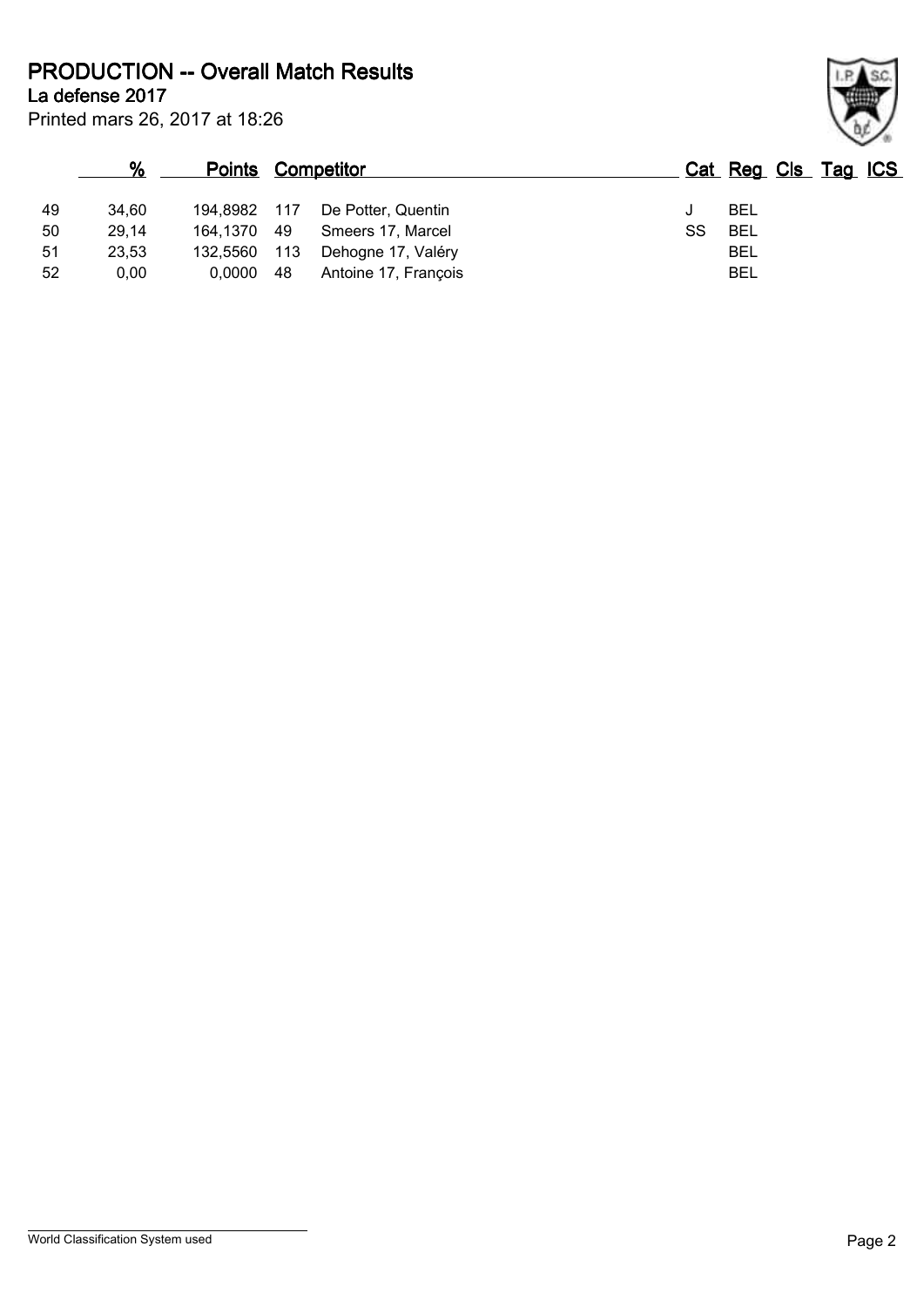# PRODUCTION -- Overall Match Results

## La defense 2017

Printed mars 26, 2017 at 18:26

| | % | Points | | Competitor | Cat | Reg | Cls | Tag | ICS |
|---|---|---|---|---|---|---|---|---|---|
| 49 | 34,60 | 194,8982 | 117 | De Potter, Quentin | J | BEL | | | |
| 50 | 29,14 | 164,1370 | 49 | Smeers 17, Marcel | SS | BEL | | | |
| 51 | 23,53 | 132,5560 | 113 | Dehogne 17, Valéry | | BEL | | | |
| 52 | 0,00 | 0,0000 | 48 | Antoine 17, François | | BEL | | | |

World Classification System used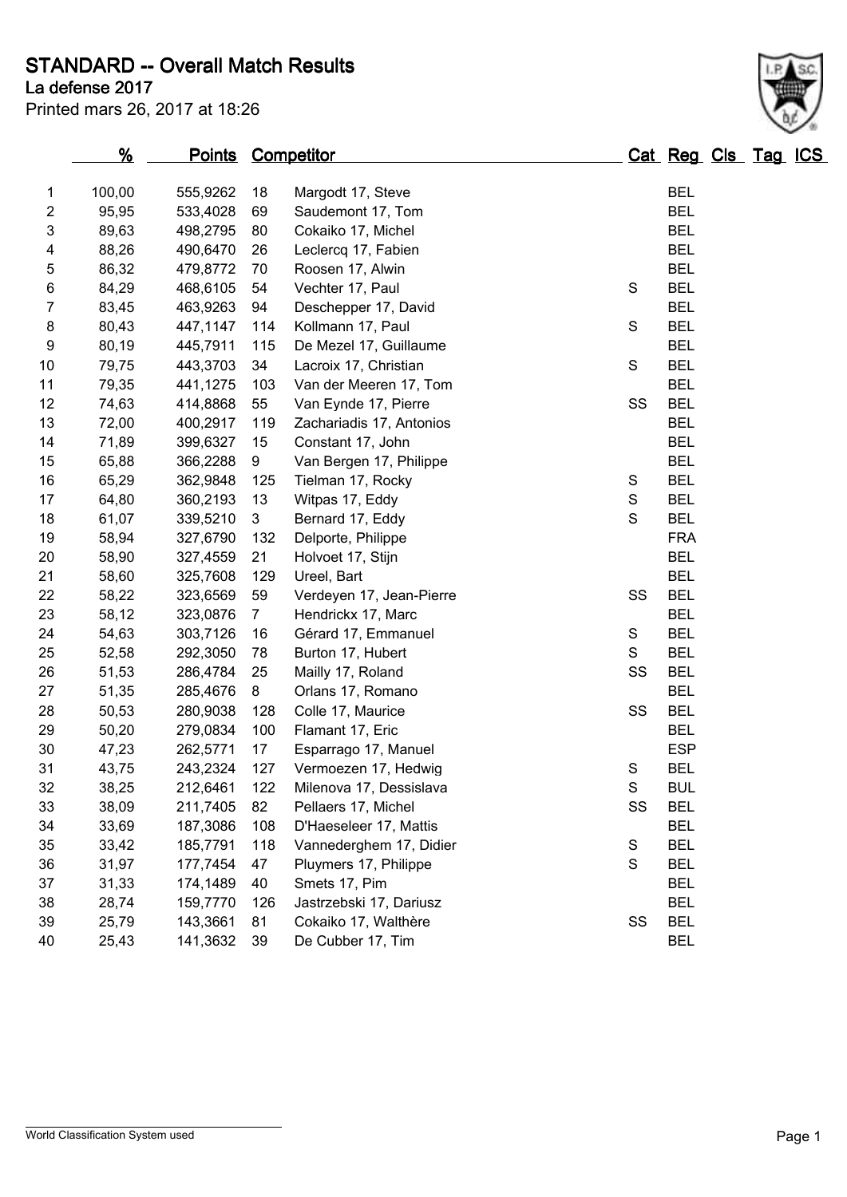# STANDARD -- Overall Match Results

**La defense 2017**

Printed mars 26, 2017 at 18:26

| | % | Points | Competitor | | Cat | Reg | Cls | Tag | ICS |
|---|---|---|---|---|---|---|---|---|---|
| 1 | 100,00 | 555,9262 | 18 | Margodt 17, Steve | | BEL | | | |
| 2 | 95,95 | 533,4028 | 69 | Saudemont 17, Tom | | BEL | | | |
| 3 | 89,63 | 498,2795 | 80 | Cokaiko 17, Michel | | BEL | | | |
| 4 | 88,26 | 490,6470 | 26 | Leclercq 17, Fabien | | BEL | | | |
| 5 | 86,32 | 479,8772 | 70 | Roosen 17, Alwin | | BEL | | | |
| 6 | 84,29 | 468,6105 | 54 | Vechter 17, Paul | S | BEL | | | |
| 7 | 83,45 | 463,9263 | 94 | Deschepper 17, David | | BEL | | | |
| 8 | 80,43 | 447,1147 | 114 | Kollmann 17, Paul | S | BEL | | | |
| 9 | 80,19 | 445,7911 | 115 | De Mezel 17, Guillaume | | BEL | | | |
| 10 | 79,75 | 443,3703 | 34 | Lacroix 17, Christian | S | BEL | | | |
| 11 | 79,35 | 441,1275 | 103 | Van der Meeren 17, Tom | | BEL | | | |
| 12 | 74,63 | 414,8868 | 55 | Van Eynde 17, Pierre | SS | BEL | | | |
| 13 | 72,00 | 400,2917 | 119 | Zachariadis 17, Antonios | | BEL | | | |
| 14 | 71,89 | 399,6327 | 15 | Constant 17, John | | BEL | | | |
| 15 | 65,88 | 366,2288 | 9 | Van Bergen 17, Philippe | | BEL | | | |
| 16 | 65,29 | 362,9848 | 125 | Tielman 17, Rocky | S | BEL | | | |
| 17 | 64,80 | 360,2193 | 13 | Witpas 17, Eddy | S | BEL | | | |
| 18 | 61,07 | 339,5210 | 3 | Bernard 17, Eddy | S | BEL | | | |
| 19 | 58,94 | 327,6790 | 132 | Delporte, Philippe | | FRA | | | |
| 20 | 58,90 | 327,4559 | 21 | Holvoet 17, Stijn | | BEL | | | |
| 21 | 58,60 | 325,7608 | 129 | Ureel, Bart | | BEL | | | |
| 22 | 58,22 | 323,6569 | 59 | Verdeyen 17, Jean-Pierre | SS | BEL | | | |
| 23 | 58,12 | 323,0876 | 7 | Hendrickx 17, Marc | | BEL | | | |
| 24 | 54,63 | 303,7126 | 16 | Gérard 17, Emmanuel | S | BEL | | | |
| 25 | 52,58 | 292,3050 | 78 | Burton 17, Hubert | S | BEL | | | |
| 26 | 51,53 | 286,4784 | 25 | Mailly 17, Roland | SS | BEL | | | |
| 27 | 51,35 | 285,4676 | 8 | Orlans 17, Romano | | BEL | | | |
| 28 | 50,53 | 280,9038 | 128 | Colle 17, Maurice | SS | BEL | | | |
| 29 | 50,20 | 279,0834 | 100 | Flamant 17, Eric | | BEL | | | |
| 30 | 47,23 | 262,5771 | 17 | Esparrago 17, Manuel | | ESP | | | |
| 31 | 43,75 | 243,2324 | 127 | Vermoezen 17, Hedwig | S | BEL | | | |
| 32 | 38,25 | 212,6461 | 122 | Milenova 17, Dessislava | S | BUL | | | |
| 33 | 38,09 | 211,7405 | 82 | Pellaers 17, Michel | SS | BEL | | | |
| 34 | 33,69 | 187,3086 | 108 | D'Haeseleer 17, Mattis | | BEL | | | |
| 35 | 33,42 | 185,7791 | 118 | Vannederghem 17, Didier | S | BEL | | | |
| 36 | 31,97 | 177,7454 | 47 | Pluymers 17, Philippe | S | BEL | | | |
| 37 | 31,33 | 174,1489 | 40 | Smets 17, Pim | | BEL | | | |
| 38 | 28,74 | 159,7770 | 126 | Jastrzebski 17, Dariusz | | BEL | | | |
| 39 | 25,79 | 143,3661 | 81 | Cokaiko 17, Walthère | SS | BEL | | | |
| 40 | 25,43 | 141,3632 | 39 | De Cubber 17, Tim | | BEL | | | |

World Classification System used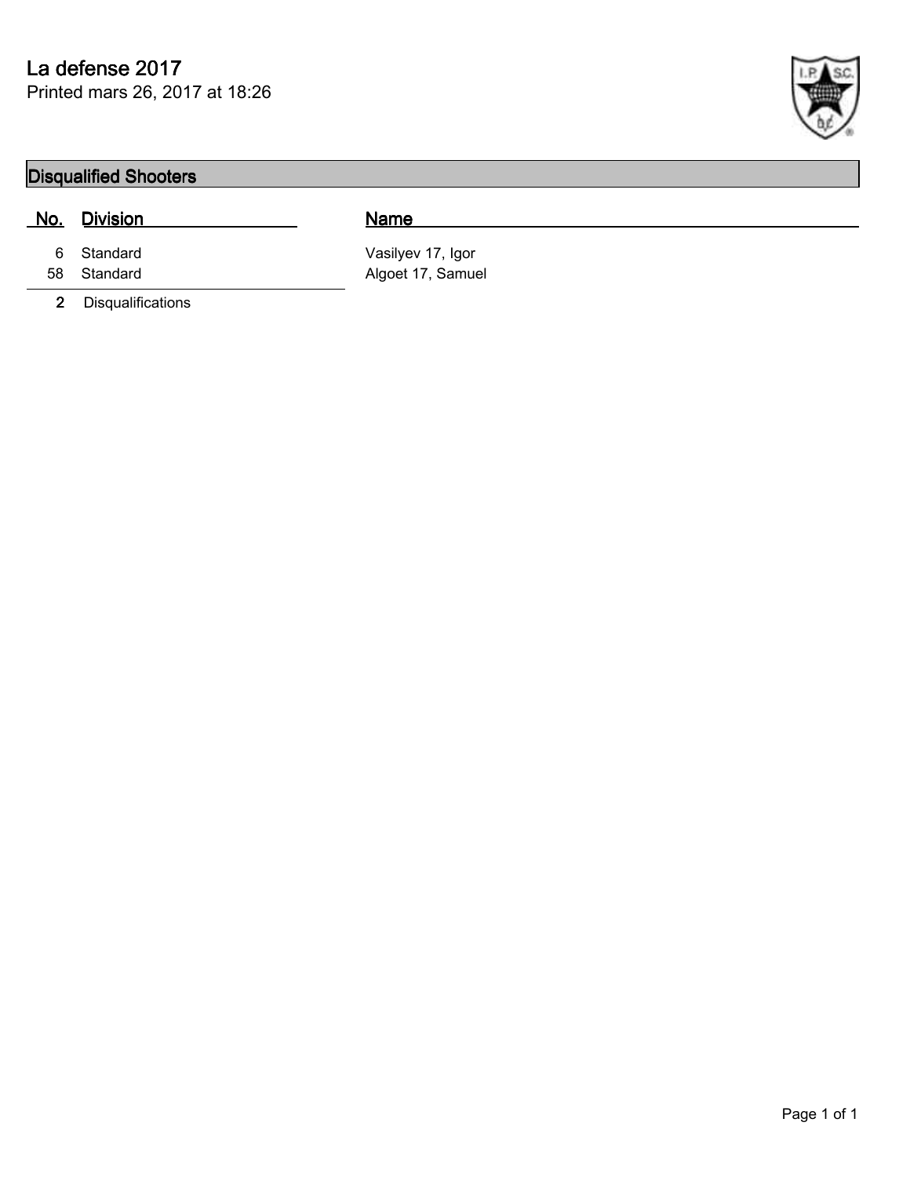# La defense 2017

Printed mars 26, 2017 at 18:26

## Disqualified Shooters

| No. | Division | Name |
| --- | --- | --- |
| 6 | Standard | Vasilyev 17, Igor |
| 58 | Standard | Algoet 17, Samuel |

**2** Disqualifications